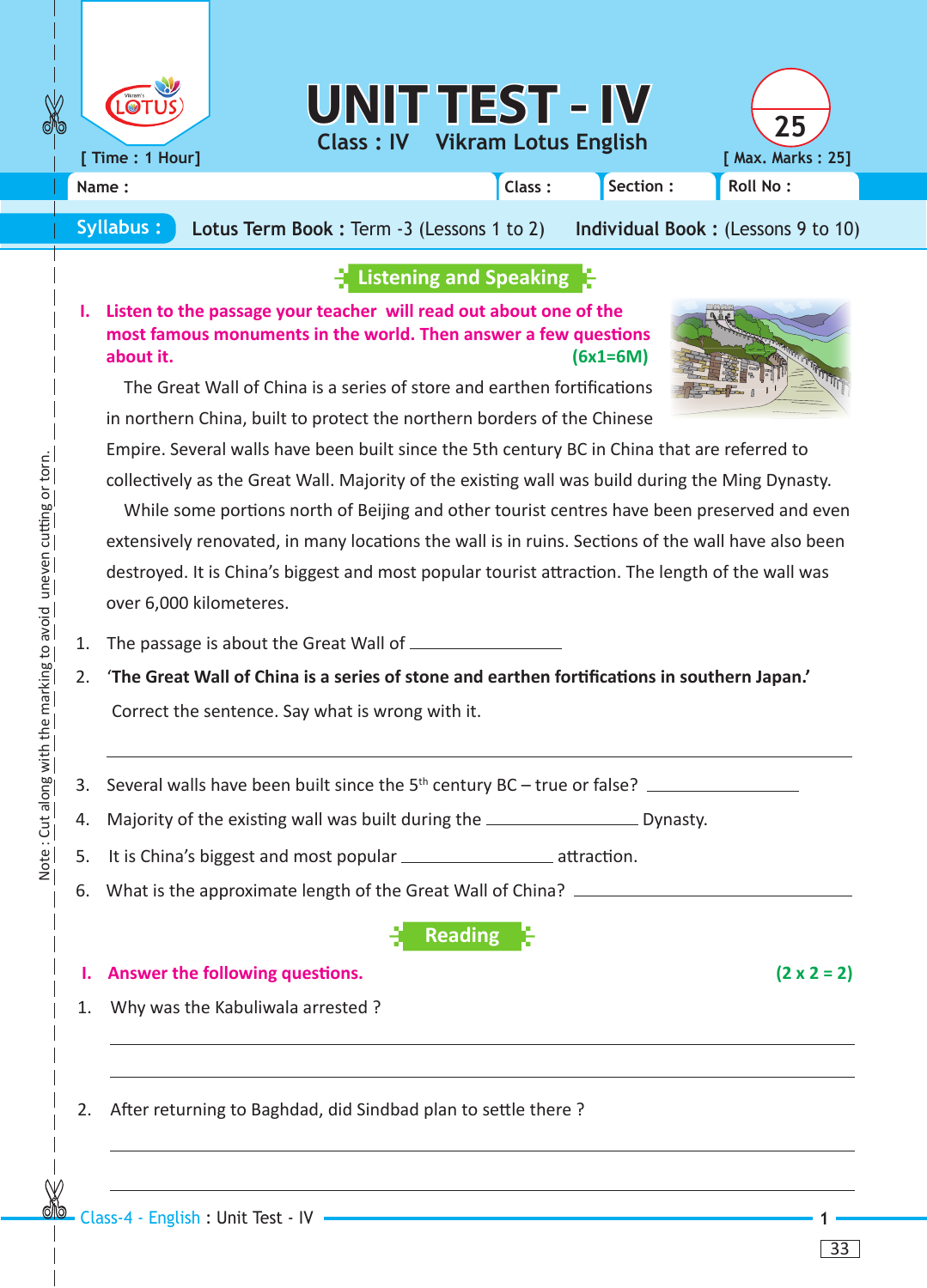# UNIT TEST - IV

**Class : IV  Vikram Lotus English**

[ Time : 1 Hour]  [ Max. Marks : 25]

Name :  Class :  Section :  Roll No :

**Syllabus :** **Lotus Term Book :** Term -3 (Lessons 1 to 2)  **Individual Book :** (Lessons 9 to 10)

## Listening and Speaking

**I. Listen to the passage your teacher will read out about one of the most famous monuments in the world. Then answer a few questions about it.** **(6x1=6M)**

The Great Wall of China is a series of store and earthen fortifications in northern China, built to protect the northern borders of the Chinese Empire. Several walls have been built since the 5th century BC in China that are referred to collectively as the Great Wall. Majority of the existing wall was build during the Ming Dynasty.

While some portions north of Beijing and other tourist centres have been preserved and even extensively renovated, in many locations the wall is in ruins. Sections of the wall have also been destroyed. It is China's biggest and most popular tourist attraction. The length of the wall was over 6,000 kilometeres.

1. The passage is about the Great Wall of ________________
2. '**The Great Wall of China is a series of stone and earthen fortifications in southern Japan.'**

   Correct the sentence. Say what is wrong with it.

   ______________________________________________
3. Several walls have been built since the 5th century BC – true or false? ________________
4. Majority of the existing wall was built during the ________________ Dynasty.
5. It is China's biggest and most popular ________________ attraction.
6. What is the approximate length of the Great Wall of China? ________________

## Reading

**I. Answer the following questions.** **(2 x 2 = 2)**

1. Why was the Kabuliwala arrested ?

   ______________________________________________

   ______________________________________________
2. After returning to Baghdad, did Sindbad plan to settle there ?

   ______________________________________________

   ______________________________________________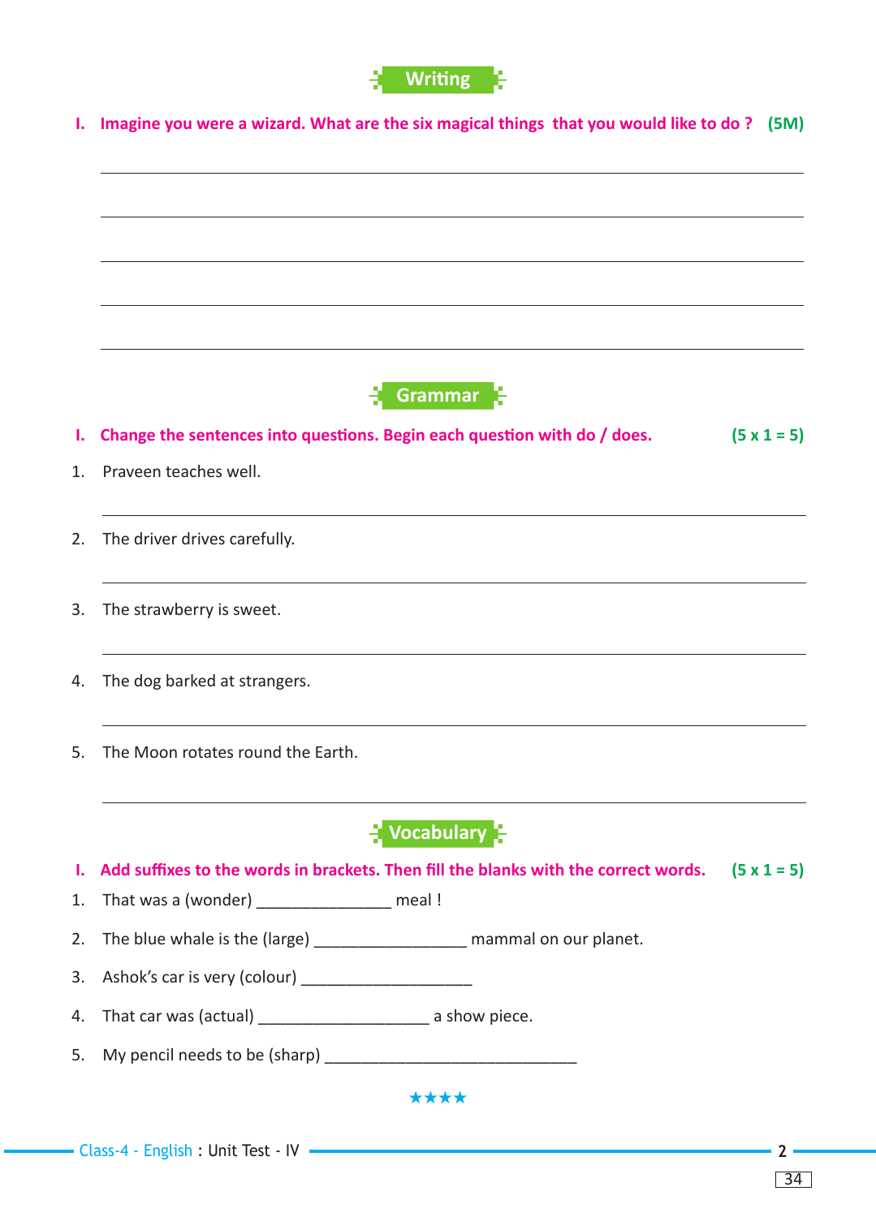## Writing

**I. Imagine you were a wizard. What are the six magical things that you would like to do ? (5M)**

______________________________________________

______________________________________________

______________________________________________

______________________________________________

______________________________________________

## Grammar

**I. Change the sentences into questions. Begin each question with do / does. (5 x 1 = 5)**

1. Praveen teaches well.

______________________________________________

2. The driver drives carefully.

______________________________________________

3. The strawberry is sweet.

______________________________________________

4. The dog barked at strangers.

______________________________________________

5. The Moon rotates round the Earth.

______________________________________________

## Vocabulary

**I. Add suffixes to the words in brackets. Then fill the blanks with the correct words. (5 x 1 = 5)**

1. That was a (wonder) _______________ meal !
2. The blue whale is the (large) _________________ mammal on our planet.
3. Ashok's car is very (colour) ____________________
4. That car was (actual) ____________________ a show piece.
5. My pencil needs to be (sharp) _____________________________

★★★★